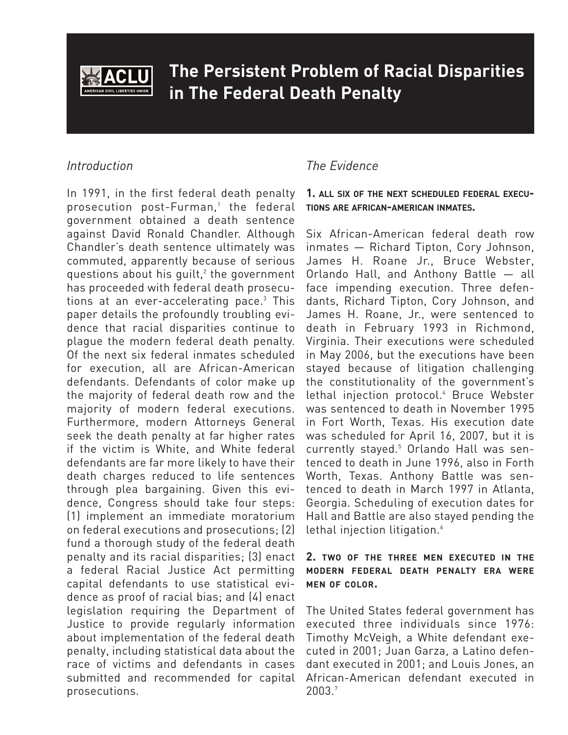# The Persistent Problem of Racial Disparities in The Federal Death Penalty

## *Introduction*

In 1991, in the first federal death penalty prosecution post-Furman,[1] the federal government obtained a death sentence against David Ronald Chandler. Although Chandler's death sentence ultimately was commuted, apparently because of serious questions about his guilt,[2] the government has proceeded with federal death prosecutions at an ever-accelerating pace.[3] This paper details the profoundly troubling evidence that racial disparities continue to plague the modern federal death penalty. Of the next six federal inmates scheduled for execution, all are African-American defendants. Defendants of color make up the majority of federal death row and the majority of modern federal executions. Furthermore, modern Attorneys General seek the death penalty at far higher rates if the victim is White, and White federal defendants are far more likely to have their death charges reduced to life sentences through plea bargaining. Given this evidence, Congress should take four steps: (1) implement an immediate moratorium on federal executions and prosecutions; (2) fund a thorough study of the federal death penalty and its racial disparities; (3) enact a federal Racial Justice Act permitting capital defendants to use statistical evidence as proof of racial bias; and (4) enact legislation requiring the Department of Justice to provide regularly information about implementation of the federal death penalty, including statistical data about the race of victims and defendants in cases submitted and recommended for capital prosecutions.

## *The Evidence*

### 1. All six of the next scheduled federal executions are African-American inmates.

Six African-American federal death row inmates — Richard Tipton, Cory Johnson, James H. Roane Jr., Bruce Webster, Orlando Hall, and Anthony Battle — all face impending execution. Three defendants, Richard Tipton, Cory Johnson, and James H. Roane, Jr., were sentenced to death in February 1993 in Richmond, Virginia. Their executions were scheduled in May 2006, but the executions have been stayed because of litigation challenging the constitutionality of the government's lethal injection protocol.[4] Bruce Webster was sentenced to death in November 1995 in Fort Worth, Texas. His execution date was scheduled for April 16, 2007, but it is currently stayed.[5] Orlando Hall was sentenced to death in June 1996, also in Forth Worth, Texas. Anthony Battle was sentenced to death in March 1997 in Atlanta, Georgia. Scheduling of execution dates for Hall and Battle are also stayed pending the lethal injection litigation.[6]

### 2. Two of the three men executed in the modern federal death penalty era were men of color.

The United States federal government has executed three individuals since 1976: Timothy McVeigh, a White defendant executed in 2001; Juan Garza, a Latino defendant executed in 2001; and Louis Jones, an African-American defendant executed in 2003.[7]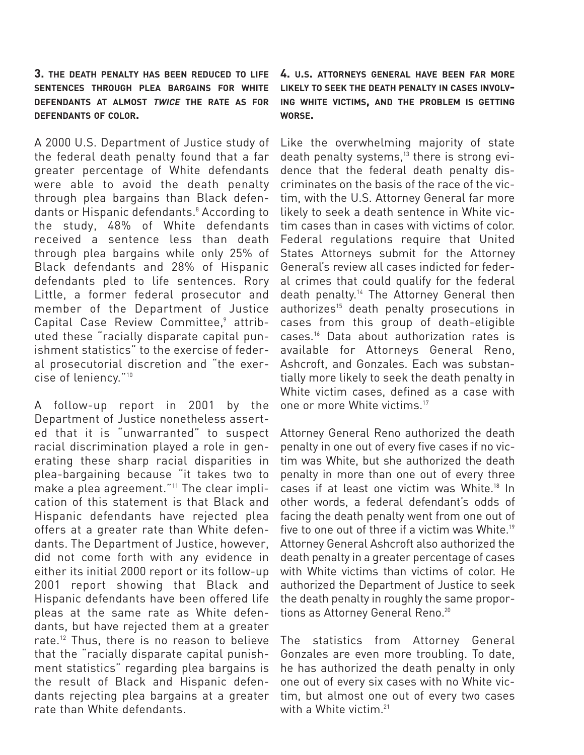**3. THE DEATH PENALTY HAS BEEN REDUCED TO LIFE SENTENCES THROUGH PLEA BARGAINS FOR WHITE DEFENDANTS AT ALMOST *TWICE* THE RATE AS FOR DEFENDANTS OF COLOR.**

A 2000 U.S. Department of Justice study of the federal death penalty found that a far greater percentage of White defendants were able to avoid the death penalty through plea bargains than Black defendants or Hispanic defendants.[8] According to the study, 48% of White defendants received a sentence less than death through plea bargains while only 25% of Black defendants and 28% of Hispanic defendants pled to life sentences. Rory Little, a former federal prosecutor and member of the Department of Justice Capital Case Review Committee,[9] attributed these "racially disparate capital punishment statistics" to the exercise of federal prosecutorial discretion and "the exercise of leniency."[10]

A follow-up report in 2001 by the Department of Justice nonetheless asserted that it is "unwarranted" to suspect racial discrimination played a role in generating these sharp racial disparities in plea-bargaining because "it takes two to make a plea agreement."[11] The clear implication of this statement is that Black and Hispanic defendants have rejected plea offers at a greater rate than White defendants. The Department of Justice, however, did not come forth with any evidence in either its initial 2000 report or its follow-up 2001 report showing that Black and Hispanic defendants have been offered life pleas at the same rate as White defendants, but have rejected them at a greater rate.[12] Thus, there is no reason to believe that the "racially disparate capital punishment statistics" regarding plea bargains is the result of Black and Hispanic defendants rejecting plea bargains at a greater rate than White defendants.

**4. U.S. ATTORNEYS GENERAL HAVE BEEN FAR MORE LIKELY TO SEEK THE DEATH PENALTY IN CASES INVOLVING WHITE VICTIMS, AND THE PROBLEM IS GETTING WORSE.**

Like the overwhelming majority of state death penalty systems,[13] there is strong evidence that the federal death penalty discriminates on the basis of the race of the victim, with the U.S. Attorney General far more likely to seek a death sentence in White victim cases than in cases with victims of color. Federal regulations require that United States Attorneys submit for the Attorney General's review all cases indicted for federal crimes that could qualify for the federal death penalty.[14] The Attorney General then authorizes[15] death penalty prosecutions in cases from this group of death-eligible cases.[16] Data about authorization rates is available for Attorneys General Reno, Ashcroft, and Gonzales. Each was substantially more likely to seek the death penalty in White victim cases, defined as a case with one or more White victims.[17]

Attorney General Reno authorized the death penalty in one out of every five cases if no victim was White, but she authorized the death penalty in more than one out of every three cases if at least one victim was White.[18] In other words, a federal defendant's odds of facing the death penalty went from one out of five to one out of three if a victim was White.[19] Attorney General Ashcroft also authorized the death penalty in a greater percentage of cases with White victims than victims of color. He authorized the Department of Justice to seek the death penalty in roughly the same proportions as Attorney General Reno.[20]

The statistics from Attorney General Gonzales are even more troubling. To date, he has authorized the death penalty in only one out of every six cases with no White victim, but almost one out of every two cases with a White victim.[21]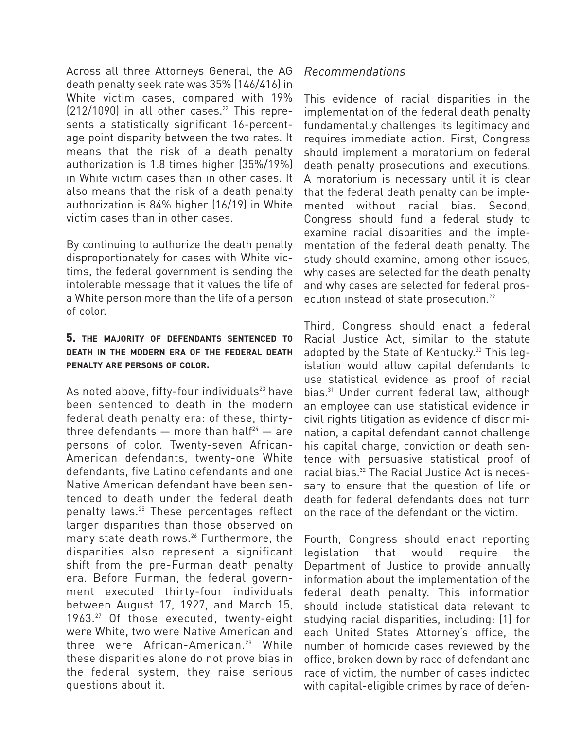Across all three Attorneys General, the AG death penalty seek rate was 35% (146/416) in White victim cases, compared with 19% (212/1090) in all other cases.[22] This represents a statistically significant 16-percentage point disparity between the two rates. It means that the risk of a death penalty authorization is 1.8 times higher (35%/19%) in White victim cases than in other cases. It also means that the risk of a death penalty authorization is 84% higher (16/19) in White victim cases than in other cases.

By continuing to authorize the death penalty disproportionately for cases with White victims, the federal government is sending the intolerable message that it values the life of a White person more than the life of a person of color.

**5. THE MAJORITY OF DEFENDANTS SENTENCED TO DEATH IN THE MODERN ERA OF THE FEDERAL DEATH PENALTY ARE PERSONS OF COLOR.**

As noted above, fifty-four individuals[23] have been sentenced to death in the modern federal death penalty era: of these, thirty-three defendants — more than half[24] — are persons of color. Twenty-seven African-American defendants, twenty-one White defendants, five Latino defendants and one Native American defendant have been sentenced to death under the federal death penalty laws.[25] These percentages reflect larger disparities than those observed on many state death rows.[26] Furthermore, the disparities also represent a significant shift from the pre-Furman death penalty era. Before Furman, the federal government executed thirty-four individuals between August 17, 1927, and March 15, 1963.[27] Of those executed, twenty-eight were White, two were Native American and three were African-American.[28] While these disparities alone do not prove bias in the federal system, they raise serious questions about it.

*Recommendations*

This evidence of racial disparities in the implementation of the federal death penalty fundamentally challenges its legitimacy and requires immediate action. First, Congress should implement a moratorium on federal death penalty prosecutions and executions. A moratorium is necessary until it is clear that the federal death penalty can be implemented without racial bias. Second, Congress should fund a federal study to examine racial disparities and the implementation of the federal death penalty. The study should examine, among other issues, why cases are selected for the death penalty and why cases are selected for federal prosecution instead of state prosecution.[29]

Third, Congress should enact a federal Racial Justice Act, similar to the statute adopted by the State of Kentucky.[30] This legislation would allow capital defendants to use statistical evidence as proof of racial bias.[31] Under current federal law, although an employee can use statistical evidence in civil rights litigation as evidence of discrimination, a capital defendant cannot challenge his capital charge, conviction or death sentence with persuasive statistical proof of racial bias.[32] The Racial Justice Act is necessary to ensure that the question of life or death for federal defendants does not turn on the race of the defendant or the victim.

Fourth, Congress should enact reporting legislation that would require the Department of Justice to provide annually information about the implementation of the federal death penalty. This information should include statistical data relevant to studying racial disparities, including: (1) for each United States Attorney's office, the number of homicide cases reviewed by the office, broken down by race of defendant and race of victim, the number of cases indicted with capital-eligible crimes by race of defen-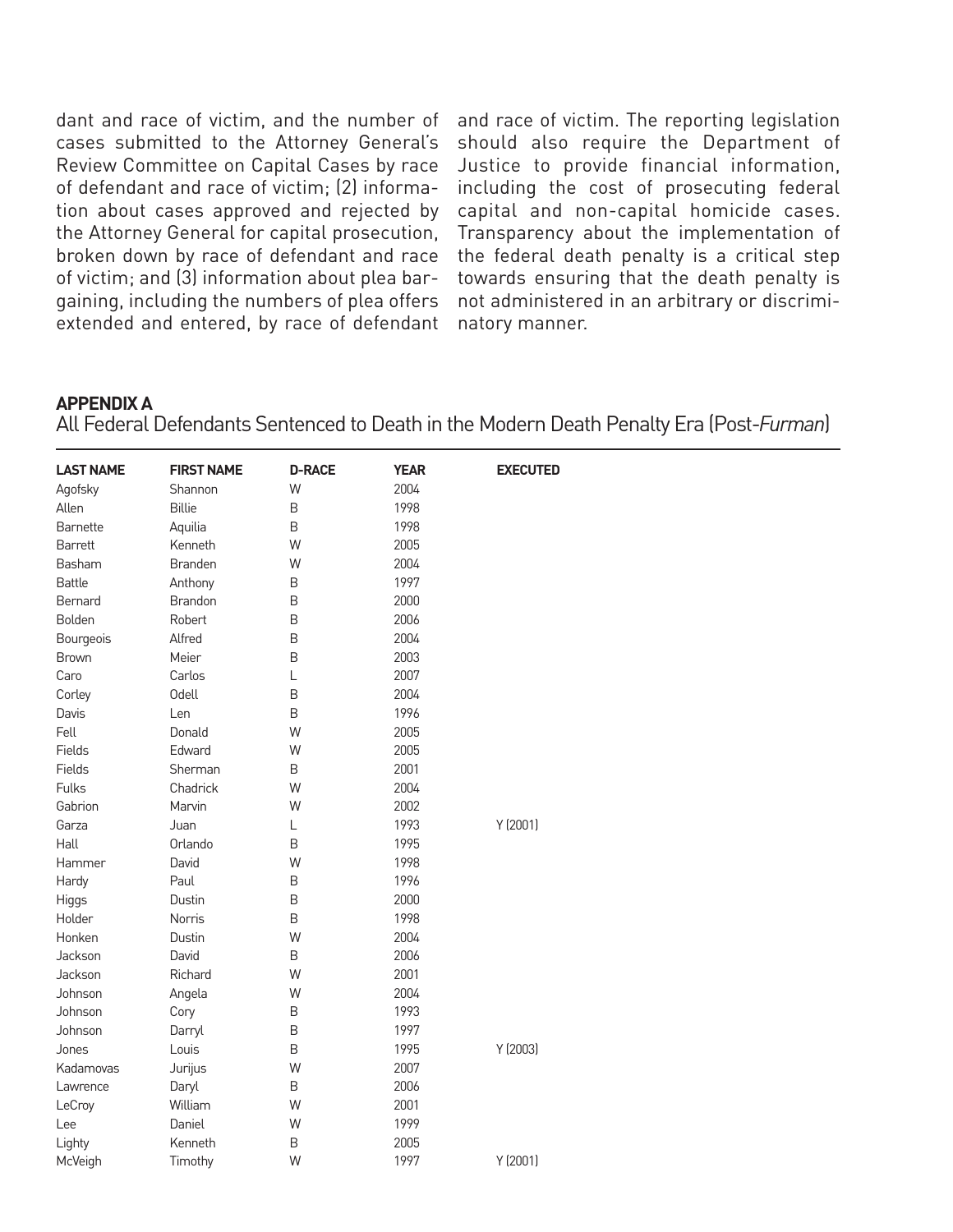dant and race of victim, and the number of cases submitted to the Attorney General's Review Committee on Capital Cases by race of defendant and race of victim; (2) information about cases approved and rejected by the Attorney General for capital prosecution, broken down by race of defendant and race of victim; and (3) information about plea bargaining, including the numbers of plea offers extended and entered, by race of defendant and race of victim. The reporting legislation should also require the Department of Justice to provide financial information, including the cost of prosecuting federal capital and non-capital homicide cases. Transparency about the implementation of the federal death penalty is a critical step towards ensuring that the death penalty is not administered in an arbitrary or discriminatory manner.

## APPENDIX A

All Federal Defendants Sentenced to Death in the Modern Death Penalty Era (Post-*Furman*)

| LAST NAME | FIRST NAME | D-RACE | YEAR | EXECUTED |
|---|---|---|---|---|
| Agofsky | Shannon | W | 2004 | |
| Allen | Billie | B | 1998 | |
| Barnette | Aquilia | B | 1998 | |
| Barrett | Kenneth | W | 2005 | |
| Basham | Branden | W | 2004 | |
| Battle | Anthony | B | 1997 | |
| Bernard | Brandon | B | 2000 | |
| Bolden | Robert | B | 2006 | |
| Bourgeois | Alfred | B | 2004 | |
| Brown | Meier | B | 2003 | |
| Caro | Carlos | L | 2007 | |
| Corley | Odell | B | 2004 | |
| Davis | Len | B | 1996 | |
| Fell | Donald | W | 2005 | |
| Fields | Edward | W | 2005 | |
| Fields | Sherman | B | 2001 | |
| Fulks | Chadrick | W | 2004 | |
| Gabrion | Marvin | W | 2002 | |
| Garza | Juan | L | 1993 | Y (2001) |
| Hall | Orlando | B | 1995 | |
| Hammer | David | W | 1998 | |
| Hardy | Paul | B | 1996 | |
| Higgs | Dustin | B | 2000 | |
| Holder | Norris | B | 1998 | |
| Honken | Dustin | W | 2004 | |
| Jackson | David | B | 2006 | |
| Jackson | Richard | W | 2001 | |
| Johnson | Angela | W | 2004 | |
| Johnson | Cory | B | 1993 | |
| Johnson | Darryl | B | 1997 | |
| Jones | Louis | B | 1995 | Y (2003) |
| Kadamovas | Jurijus | W | 2007 | |
| Lawrence | Daryl | B | 2006 | |
| LeCroy | William | W | 2001 | |
| Lee | Daniel | W | 1999 | |
| Lighty | Kenneth | B | 2005 | |
| McVeigh | Timothy | W | 1997 | Y (2001) |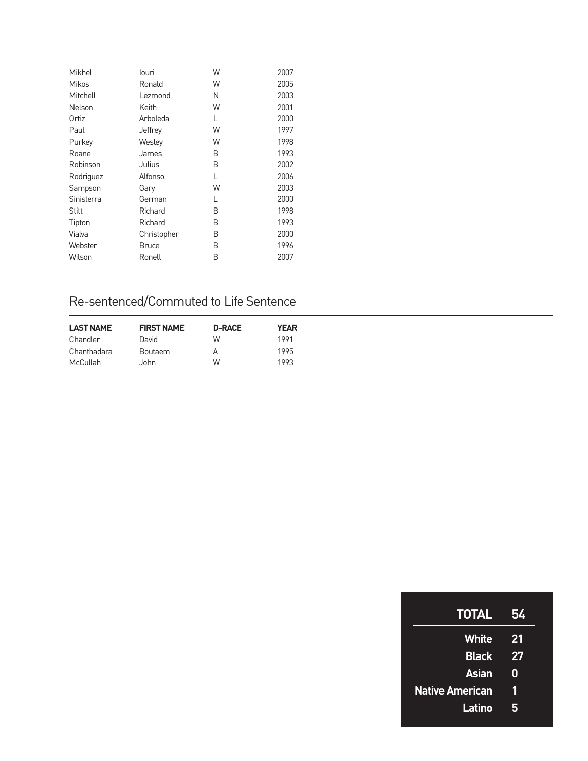| | | | |
|---|---|---|---|
| Mikhel | Iouri | W | 2007 |
| Mikos | Ronald | W | 2005 |
| Mitchell | Lezmond | N | 2003 |
| Nelson | Keith | W | 2001 |
| Ortiz | Arboleda | L | 2000 |
| Paul | Jeffrey | W | 1997 |
| Purkey | Wesley | W | 1998 |
| Roane | James | B | 1993 |
| Robinson | Julius | B | 2002 |
| Rodriguez | Alfonso | L | 2006 |
| Sampson | Gary | W | 2003 |
| Sinisterra | German | L | 2000 |
| Stitt | Richard | B | 1998 |
| Tipton | Richard | B | 1993 |
| Vialva | Christopher | B | 2000 |
| Webster | Bruce | B | 1996 |
| Wilson | Ronell | B | 2007 |

## Re-sentenced/Commuted to Life Sentence

| LAST NAME | FIRST NAME | D-RACE | YEAR |
|---|---|---|---|
| Chandler | David | W | 1991 |
| Chanthadara | Boutaem | A | 1995 |
| McCullah | John | W | 1993 |

| TOTAL | 54 |
|---|---|
| White | 21 |
| Black | 27 |
| Asian | 0 |
| Native American | 1 |
| Latino | 5 |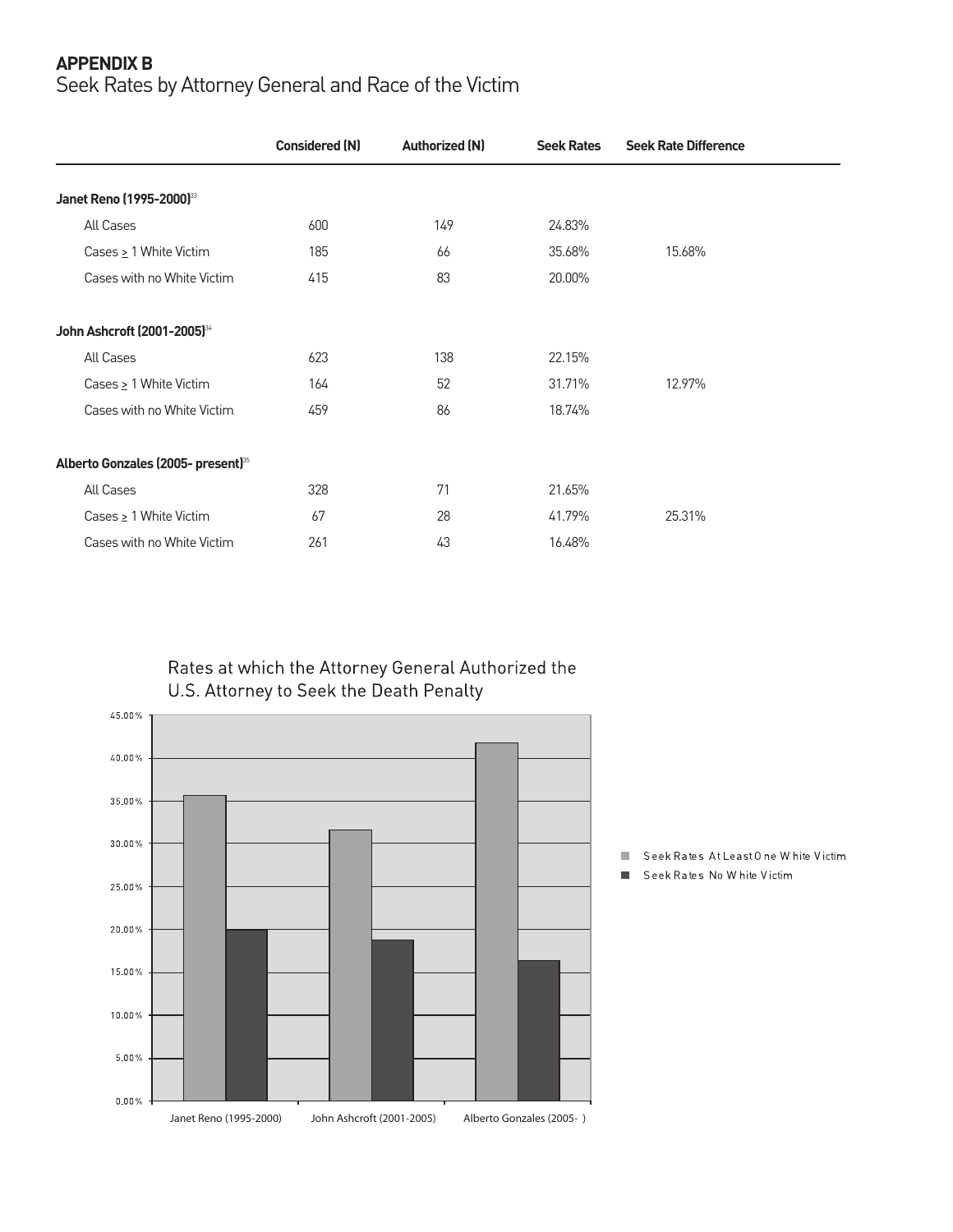## APPENDIX B

Seek Rates by Attorney General and Race of the Victim

| | Considered (N) | Authorized (N) | Seek Rates | Seek Rate Difference |
|---|---|---|---|---|
| **Janet Reno (1995-2000)**[33] | | | | |
| All Cases | 600 | 149 | 24.83% | |
| Cases ≥ 1 White Victim | 185 | 66 | 35.68% | 15.68% |
| Cases with no White Victim | 415 | 83 | 20.00% | |
| **John Ashcroft (2001-2005)**[34] | | | | |
| All Cases | 623 | 138 | 22.15% | |
| Cases ≥ 1 White Victim | 164 | 52 | 31.71% | 12.97% |
| Cases with no White Victim | 459 | 86 | 18.74% | |
| **Alberto Gonzales (2005- present)**[35] | | | | |
| All Cases | 328 | 71 | 21.65% | |
| Cases ≥ 1 White Victim | 67 | 28 | 41.79% | 25.31% |
| Cases with no White Victim | 261 | 43 | 16.48% | |

Rates at which the Attorney General Authorized the U.S. Attorney to Seek the Death Penalty

| | Seek Rates At Least One White Victim | Seek Rates No White Victim |
|---|---|---|
| Janet Reno (1995-2000) | 35.68% | 20.00% |
| John Ashcroft (2001-2005) | 31.71% | 18.74% |
| Alberto Gonzales (2005- ) | 41.79% | 16.48% |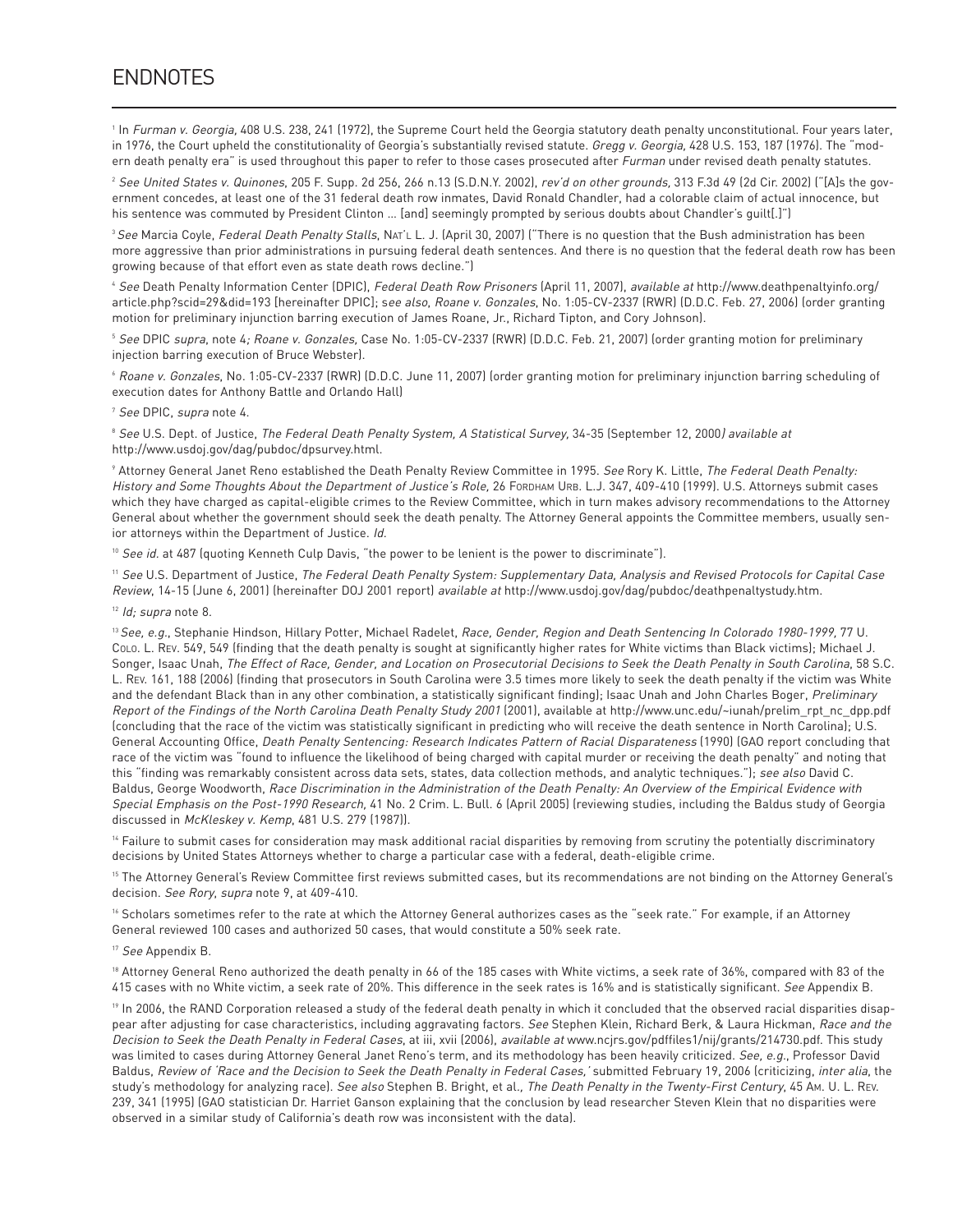# ENDNOTES

[1] In *Furman v. Georgia*, 408 U.S. 238, 241 (1972), the Supreme Court held the Georgia statutory death penalty unconstitutional. Four years later, in 1976, the Court upheld the constitutionality of Georgia's substantially revised statute. *Gregg v. Georgia*, 428 U.S. 153, 187 (1976). The "modern death penalty era" is used throughout this paper to refer to those cases prosecuted after *Furman* under revised death penalty statutes.

[2] *See United States v. Quinones*, 205 F. Supp. 2d 256, 266 n.13 (S.D.N.Y. 2002), *rev'd on other grounds,* 313 F.3d 49 (2d Cir. 2002) ("[A]s the government concedes, at least one of the 31 federal death row inmates, David Ronald Chandler, had a colorable claim of actual innocence, but his sentence was commuted by President Clinton … [and] seemingly prompted by serious doubts about Chandler's guilt[.]")

[3] *See* Marcia Coyle, *Federal Death Penalty Stalls*, Nat'l L. J. (April 30, 2007) ("There is no question that the Bush administration has been more aggressive than prior administrations in pursuing federal death sentences. And there is no question that the federal death row has been growing because of that effort even as state death rows decline.")

[4] *See* Death Penalty Information Center (DPIC), *Federal Death Row Prisoners* (April 11, 2007), *available at* http://www.deathpenaltyinfo.org/article.php?scid=29&did=193 [hereinafter DPIC]; s*ee also*, *Roane v. Gonzales*, No. 1:05-CV-2337 (RWR) (D.D.C. Feb. 27, 2006) (order granting motion for preliminary injunction barring execution of James Roane, Jr., Richard Tipton, and Cory Johnson).

[5] *See* DPIC *supra*, note 4*; Roane v. Gonzales,* Case No. 1:05-CV-2337 (RWR) (D.D.C. Feb. 21, 2007) (order granting motion for preliminary injection barring execution of Bruce Webster).

[6] *Roane v. Gonzales*, No. 1:05-CV-2337 (RWR) (D.D.C. June 11, 2007) (order granting motion for preliminary injunction barring scheduling of execution dates for Anthony Battle and Orlando Hall)

[7] *See* DPIC, *supra* note 4.

[8] *See* U.S. Dept. of Justice, *The Federal Death Penalty System, A Statistical Survey,* 34-35 (September 12, 2000*) available at* http://www.usdoj.gov/dag/pubdoc/dpsurvey.html.

[9] Attorney General Janet Reno established the Death Penalty Review Committee in 1995. *See* Rory K. Little, *The Federal Death Penalty: History and Some Thoughts About the Department of Justice's Role,* 26 Fordham Urb. L.J. 347, 409-410 (1999). U.S. Attorneys submit cases which they have charged as capital-eligible crimes to the Review Committee, which in turn makes advisory recommendations to the Attorney General about whether the government should seek the death penalty. The Attorney General appoints the Committee members, usually senior attorneys within the Department of Justice. *Id.*

[10] *See id.* at 487 (quoting Kenneth Culp Davis, "the power to be lenient is the power to discriminate").

[11] *See* U.S. Department of Justice, *The Federal Death Penalty System: Supplementary Data, Analysis and Revised Protocols for Capital Case Review*, 14-15 (June 6, 2001) (hereinafter DOJ 2001 report) *available at* http://www.usdoj.gov/dag/pubdoc/deathpenaltystudy.htm.

[12] *Id; supra* note 8.

[13] *See, e.g.*, Stephanie Hindson, Hillary Potter, Michael Radelet, *Race, Gender, Region and Death Sentencing In Colorado 1980-1999,* 77 U. Colo. L. Rev. 549, 549 (finding that the death penalty is sought at significantly higher rates for White victims than Black victims); Michael J. Songer, Isaac Unah, *The Effect of Race, Gender, and Location on Prosecutorial Decisions to Seek the Death Penalty in South Carolina*, 58 S.C. L. Rev. 161, 188 (2006) (finding that prosecutors in South Carolina were 3.5 times more likely to seek the death penalty if the victim was White and the defendant Black than in any other combination, a statistically significant finding); Isaac Unah and John Charles Boger, *Preliminary Report of the Findings of the North Carolina Death Penalty Study 2001* (2001), available at http://www.unc.edu/~iunah/prelim_rpt_nc_dpp.pdf (concluding that the race of the victim was statistically significant in predicting who will receive the death sentence in North Carolina); U.S. General Accounting Office, *Death Penalty Sentencing: Research Indicates Pattern of Racial Disparateness* (1990) (GAO report concluding that race of the victim was "found to influence the likelihood of being charged with capital murder or receiving the death penalty" and noting that this "finding was remarkably consistent across data sets, states, data collection methods, and analytic techniques."); *see also* David C. Baldus, George Woodworth, *Race Discrimination in the Administration of the Death Penalty: An Overview of the Empirical Evidence with Special Emphasis on the Post-1990 Research*, 41 No. 2 Crim. L. Bull. 6 (April 2005) (reviewing studies, including the Baldus study of Georgia discussed in *McKleskey v. Kemp*, 481 U.S. 279 (1987)).

[14] Failure to submit cases for consideration may mask additional racial disparities by removing from scrutiny the potentially discriminatory decisions by United States Attorneys whether to charge a particular case with a federal, death-eligible crime.

[15] The Attorney General's Review Committee first reviews submitted cases, but its recommendations are not binding on the Attorney General's decision. *See Rory*, *supra* note 9, at 409-410.

[16] Scholars sometimes refer to the rate at which the Attorney General authorizes cases as the "seek rate." For example, if an Attorney General reviewed 100 cases and authorized 50 cases, that would constitute a 50% seek rate.

[17] *See* Appendix B.

[18] Attorney General Reno authorized the death penalty in 66 of the 185 cases with White victims, a seek rate of 36%, compared with 83 of the 415 cases with no White victim, a seek rate of 20%. This difference in the seek rates is 16% and is statistically significant. *See* Appendix B.

[19] In 2006, the RAND Corporation released a study of the federal death penalty in which it concluded that the observed racial disparities disappear after adjusting for case characteristics, including aggravating factors. *See* Stephen Klein, Richard Berk, & Laura Hickman, *Race and the Decision to Seek the Death Penalty in Federal Cases*, at iii, xvii (2006), *available at* www.ncjrs.gov/pdffiles1/nij/grants/214730.pdf. This study was limited to cases during Attorney General Janet Reno's term, and its methodology has been heavily criticized. *See, e.g.*, Professor David Baldus, *Review of 'Race and the Decision to Seek the Death Penalty in Federal Cases,'* submitted February 19, 2006 (criticizing, *inter alia*, the study's methodology for analyzing race). *See also* Stephen B. Bright, et al., *The Death Penalty in the Twenty-First Century*, 45 Am. U. L. Rev. 239, 341 (1995) (GAO statistician Dr. Harriet Ganson explaining that the conclusion by lead researcher Steven Klein that no disparities were observed in a similar study of California's death row was inconsistent with the data).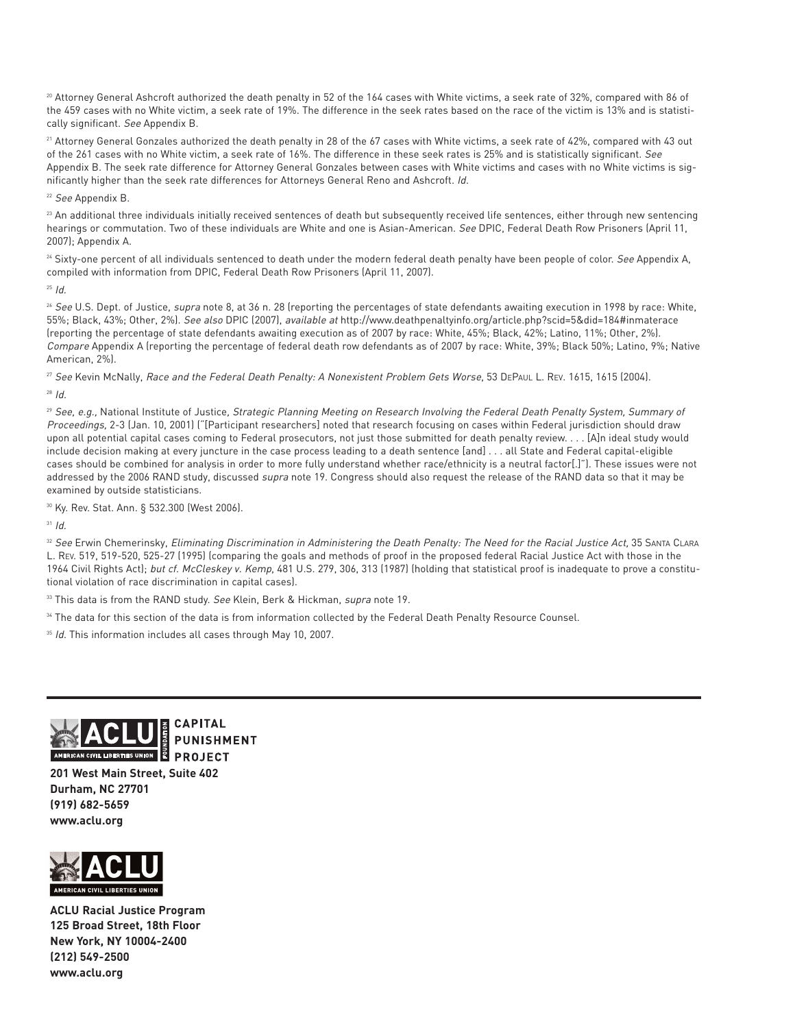[20] Attorney General Ashcroft authorized the death penalty in 52 of the 164 cases with White victims, a seek rate of 32%, compared with 86 of the 459 cases with no White victim, a seek rate of 19%. The difference in the seek rates based on the race of the victim is 13% and is statistically significant. *See* Appendix B.

[21] Attorney General Gonzales authorized the death penalty in 28 of the 67 cases with White victims, a seek rate of 42%, compared with 43 out of the 261 cases with no White victim, a seek rate of 16%. The difference in these seek rates is 25% and is statistically significant. *See* Appendix B. The seek rate difference for Attorney General Gonzales between cases with White victims and cases with no White victims is significantly higher than the seek rate differences for Attorneys General Reno and Ashcroft. *Id.*

[22] *See* Appendix B.

[23] An additional three individuals initially received sentences of death but subsequently received life sentences, either through new sentencing hearings or commutation. Two of these individuals are White and one is Asian-American. *See* DPIC, Federal Death Row Prisoners (April 11, 2007); Appendix A.

[24] Sixty-one percent of all individuals sentenced to death under the modern federal death penalty have been people of color. *See* Appendix A, compiled with information from DPIC, Federal Death Row Prisoners (April 11, 2007).

[25] *Id.*

[26] *See* U.S. Dept. of Justice, *supra* note 8, at 36 n. 28 (reporting the percentages of state defendants awaiting execution in 1998 by race: White, 55%; Black, 43%; Other, 2%). *See also* DPIC (2007), *available at* http://www.deathpenaltyinfo.org/article.php?scid=5&did=184#inmaterace (reporting the percentage of state defendants awaiting execution as of 2007 by race: White, 45%; Black, 42%; Latino, 11%; Other, 2%). *Compare* Appendix A (reporting the percentage of federal death row defendants as of 2007 by race: White, 39%; Black 50%; Latino, 9%; Native American, 2%).

[27] *See* Kevin McNally, *Race and the Federal Death Penalty: A Nonexistent Problem Gets Worse*, 53 DePaul L. Rev. 1615, 1615 (2004).

[28] *Id.*

[29] *See, e.g.,* National Institute of Justice, *Strategic Planning Meeting on Research Involving the Federal Death Penalty System, Summary of Proceedings*, 2-3 (Jan. 10, 2001) ("[Participant researchers] noted that research focusing on cases within Federal jurisdiction should draw upon all potential capital cases coming to Federal prosecutors, not just those submitted for death penalty review. . . . [A]n ideal study would include decision making at every juncture in the case process leading to a death sentence [and] . . . all State and Federal capital-eligible cases should be combined for analysis in order to more fully understand whether race/ethnicity is a neutral factor[.]"). These issues were not addressed by the 2006 RAND study, discussed *supra* note 19. Congress should also request the release of the RAND data so that it may be examined by outside statisticians.

[30] Ky. Rev. Stat. Ann. § 532.300 (West 2006).

[31] *Id.*

[32] *See* Erwin Chemerinsky, *Eliminating Discrimination in Administering the Death Penalty: The Need for the Racial Justice Act*, 35 Santa Clara L. Rev. 519, 519-520, 525-27 (1995) (comparing the goals and methods of proof in the proposed federal Racial Justice Act with those in the 1964 Civil Rights Act); *but cf. McCleskey v. Kemp*, 481 U.S. 279, 306, 313 (1987) (holding that statistical proof is inadequate to prove a constitutional violation of race discrimination in capital cases).

[33] This data is from the RAND study. *See* Klein, Berk & Hickman, *supra* note 19.

[34] The data for this section of the data is from information collected by the Federal Death Penalty Resource Counsel.

[35] *Id.* This information includes all cases through May 10, 2007.

---

ACLU American Civil Liberties Union Foundation **CAPITAL PUNISHMENT PROJECT**

**201 West Main Street, Suite 402**
**Durham, NC 27701**
**(919) 682-5659**
**www.aclu.org**

ACLU American Civil Liberties Union

**ACLU Racial Justice Program**
**125 Broad Street, 18th Floor**
**New York, NY 10004-2400**
**(212) 549-2500**
**www.aclu.org**